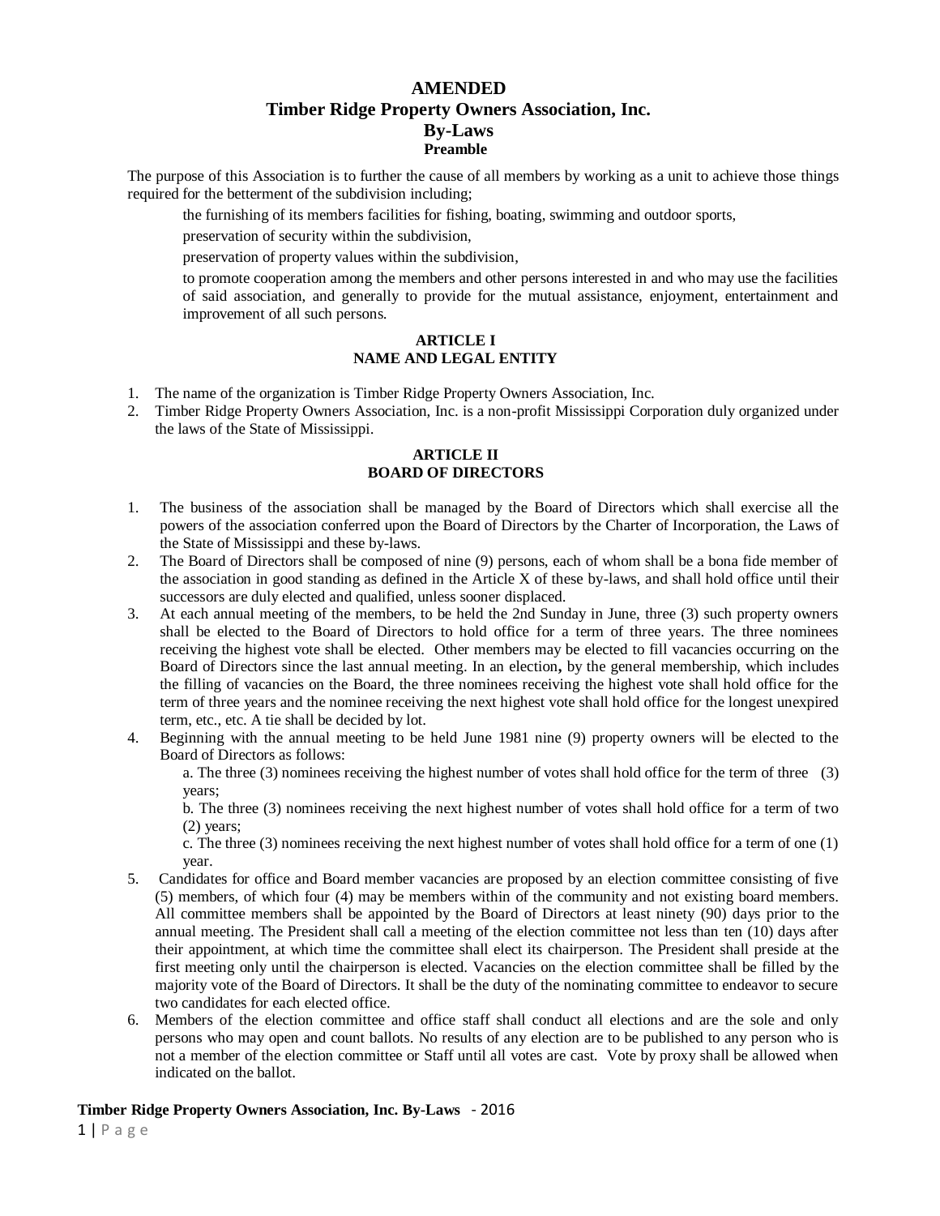# AMENDED
# Timber Ridge Property Owners Association, Inc.
# By-Laws

### Preamble

The purpose of this Association is to further the cause of all members by working as a unit to achieve those things required for the betterment of the subdivision including;

> the furnishing of its members facilities for fishing, boating, swimming and outdoor sports,
>
> preservation of security within the subdivision,
>
> preservation of property values within the subdivision,
>
> to promote cooperation among the members and other persons interested in and who may use the facilities of said association, and generally to provide for the mutual assistance, enjoyment, entertainment and improvement of all such persons.

## ARTICLE I
## NAME AND LEGAL ENTITY

1. The name of the organization is Timber Ridge Property Owners Association, Inc.
2. Timber Ridge Property Owners Association, Inc. is a non-profit Mississippi Corporation duly organized under the laws of the State of Mississippi.

## ARTICLE II
## BOARD OF DIRECTORS

1. The business of the association shall be managed by the Board of Directors which shall exercise all the powers of the association conferred upon the Board of Directors by the Charter of Incorporation, the Laws of the State of Mississippi and these by-laws.
2. The Board of Directors shall be composed of nine (9) persons, each of whom shall be a bona fide member of the association in good standing as defined in the Article X of these by-laws, and shall hold office until their successors are duly elected and qualified, unless sooner displaced.
3. At each annual meeting of the members, to be held the 2nd Sunday in June, three (3) such property owners shall be elected to the Board of Directors to hold office for a term of three years. The three nominees receiving the highest vote shall be elected. Other members may be elected to fill vacancies occurring on the Board of Directors since the last annual meeting. In an election**,** by the general membership, which includes the filling of vacancies on the Board, the three nominees receiving the highest vote shall hold office for the term of three years and the nominee receiving the next highest vote shall hold office for the longest unexpired term, etc., etc. A tie shall be decided by lot.
4. Beginning with the annual meeting to be held June 1981 nine (9) property owners will be elected to the Board of Directors as follows:
   a. The three (3) nominees receiving the highest number of votes shall hold office for the term of three (3) years;
   b. The three (3) nominees receiving the next highest number of votes shall hold office for a term of two (2) years;
   c. The three (3) nominees receiving the next highest number of votes shall hold office for a term of one (1) year.
5. Candidates for office and Board member vacancies are proposed by an election committee consisting of five (5) members, of which four (4) may be members within of the community and not existing board members. All committee members shall be appointed by the Board of Directors at least ninety (90) days prior to the annual meeting. The President shall call a meeting of the election committee not less than ten (10) days after their appointment, at which time the committee shall elect its chairperson. The President shall preside at the first meeting only until the chairperson is elected. Vacancies on the election committee shall be filled by the majority vote of the Board of Directors. It shall be the duty of the nominating committee to endeavor to secure two candidates for each elected office.
6. Members of the election committee and office staff shall conduct all elections and are the sole and only persons who may open and count ballots. No results of any election are to be published to any person who is not a member of the election committee or Staff until all votes are cast. Vote by proxy shall be allowed when indicated on the ballot.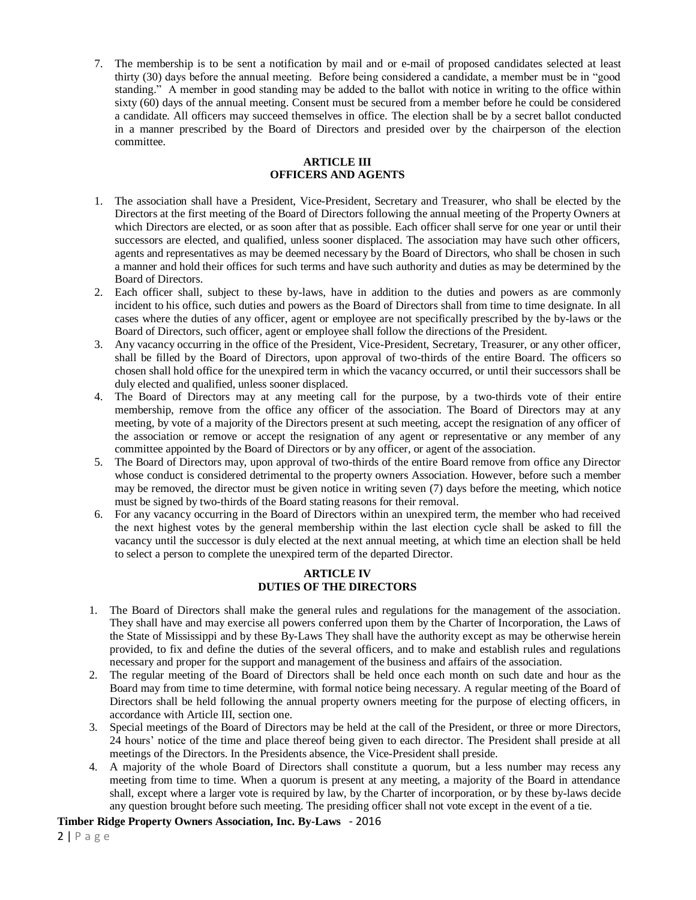7. The membership is to be sent a notification by mail and or e-mail of proposed candidates selected at least thirty (30) days before the annual meeting. Before being considered a candidate, a member must be in "good standing." A member in good standing may be added to the ballot with notice in writing to the office within sixty (60) days of the annual meeting. Consent must be secured from a member before he could be considered a candidate. All officers may succeed themselves in office. The election shall be by a secret ballot conducted in a manner prescribed by the Board of Directors and presided over by the chairperson of the election committee.

## ARTICLE III
## OFFICERS AND AGENTS

1. The association shall have a President, Vice-President, Secretary and Treasurer, who shall be elected by the Directors at the first meeting of the Board of Directors following the annual meeting of the Property Owners at which Directors are elected, or as soon after that as possible. Each officer shall serve for one year or until their successors are elected, and qualified, unless sooner displaced. The association may have such other officers, agents and representatives as may be deemed necessary by the Board of Directors, who shall be chosen in such a manner and hold their offices for such terms and have such authority and duties as may be determined by the Board of Directors.
2. Each officer shall, subject to these by-laws, have in addition to the duties and powers as are commonly incident to his office, such duties and powers as the Board of Directors shall from time to time designate. In all cases where the duties of any officer, agent or employee are not specifically prescribed by the by-laws or the Board of Directors, such officer, agent or employee shall follow the directions of the President.
3. Any vacancy occurring in the office of the President, Vice-President, Secretary, Treasurer, or any other officer, shall be filled by the Board of Directors, upon approval of two-thirds of the entire Board. The officers so chosen shall hold office for the unexpired term in which the vacancy occurred, or until their successors shall be duly elected and qualified, unless sooner displaced.
4. The Board of Directors may at any meeting call for the purpose, by a two-thirds vote of their entire membership, remove from the office any officer of the association. The Board of Directors may at any meeting, by vote of a majority of the Directors present at such meeting, accept the resignation of any officer of the association or remove or accept the resignation of any agent or representative or any member of any committee appointed by the Board of Directors or by any officer, or agent of the association.
5. The Board of Directors may, upon approval of two-thirds of the entire Board remove from office any Director whose conduct is considered detrimental to the property owners Association. However, before such a member may be removed, the director must be given notice in writing seven (7) days before the meeting, which notice must be signed by two-thirds of the Board stating reasons for their removal.
6. For any vacancy occurring in the Board of Directors within an unexpired term, the member who had received the next highest votes by the general membership within the last election cycle shall be asked to fill the vacancy until the successor is duly elected at the next annual meeting, at which time an election shall be held to select a person to complete the unexpired term of the departed Director.

## ARTICLE IV
## DUTIES OF THE DIRECTORS

1. The Board of Directors shall make the general rules and regulations for the management of the association. They shall have and may exercise all powers conferred upon them by the Charter of Incorporation, the Laws of the State of Mississippi and by these By-Laws They shall have the authority except as may be otherwise herein provided, to fix and define the duties of the several officers, and to make and establish rules and regulations necessary and proper for the support and management of the business and affairs of the association.
2. The regular meeting of the Board of Directors shall be held once each month on such date and hour as the Board may from time to time determine, with formal notice being necessary. A regular meeting of the Board of Directors shall be held following the annual property owners meeting for the purpose of electing officers, in accordance with Article III, section one.
3. Special meetings of the Board of Directors may be held at the call of the President, or three or more Directors, 24 hours' notice of the time and place thereof being given to each director. The President shall preside at all meetings of the Directors. In the Presidents absence, the Vice-President shall preside.
4. A majority of the whole Board of Directors shall constitute a quorum, but a less number may recess any meeting from time to time. When a quorum is present at any meeting, a majority of the Board in attendance shall, except where a larger vote is required by law, by the Charter of incorporation, or by these by-laws decide any question brought before such meeting. The presiding officer shall not vote except in the event of a tie.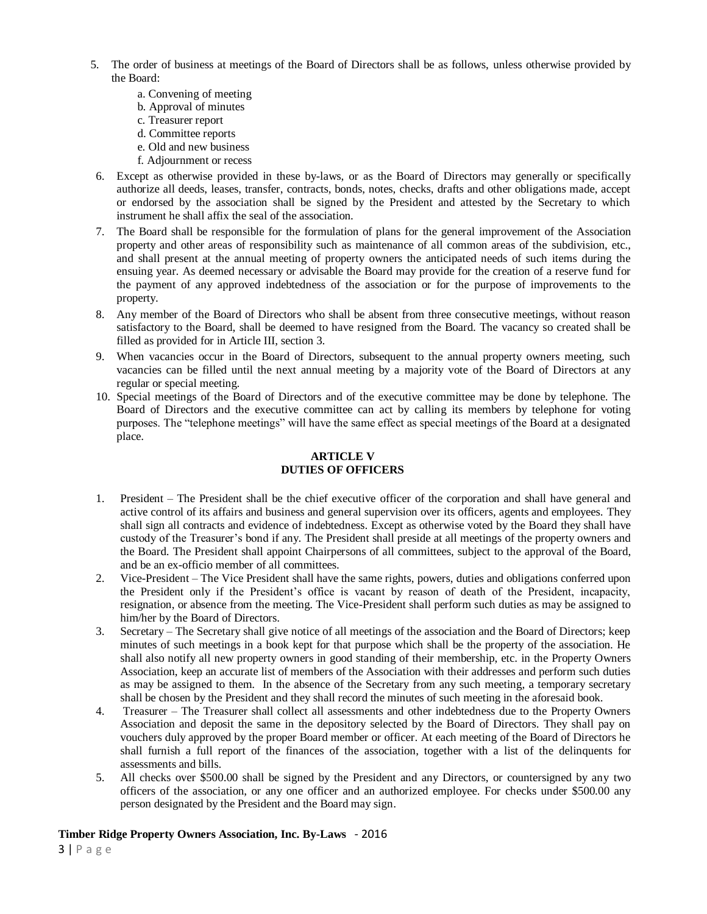5. The order of business at meetings of the Board of Directors shall be as follows, unless otherwise provided by the Board:
   a. Convening of meeting
   b. Approval of minutes
   c. Treasurer report
   d. Committee reports
   e. Old and new business
   f. Adjournment or recess
6. Except as otherwise provided in these by-laws, or as the Board of Directors may generally or specifically authorize all deeds, leases, transfer, contracts, bonds, notes, checks, drafts and other obligations made, accept or endorsed by the association shall be signed by the President and attested by the Secretary to which instrument he shall affix the seal of the association.
7. The Board shall be responsible for the formulation of plans for the general improvement of the Association property and other areas of responsibility such as maintenance of all common areas of the subdivision, etc., and shall present at the annual meeting of property owners the anticipated needs of such items during the ensuing year. As deemed necessary or advisable the Board may provide for the creation of a reserve fund for the payment of any approved indebtedness of the association or for the purpose of improvements to the property.
8. Any member of the Board of Directors who shall be absent from three consecutive meetings, without reason satisfactory to the Board, shall be deemed to have resigned from the Board. The vacancy so created shall be filled as provided for in Article III, section 3.
9. When vacancies occur in the Board of Directors, subsequent to the annual property owners meeting, such vacancies can be filled until the next annual meeting by a majority vote of the Board of Directors at any regular or special meeting.
10. Special meetings of the Board of Directors and of the executive committee may be done by telephone. The Board of Directors and the executive committee can act by calling its members by telephone for voting purposes. The "telephone meetings" will have the same effect as special meetings of the Board at a designated place.

## ARTICLE V
## DUTIES OF OFFICERS

1. President – The President shall be the chief executive officer of the corporation and shall have general and active control of its affairs and business and general supervision over its officers, agents and employees. They shall sign all contracts and evidence of indebtedness. Except as otherwise voted by the Board they shall have custody of the Treasurer's bond if any. The President shall preside at all meetings of the property owners and the Board. The President shall appoint Chairpersons of all committees, subject to the approval of the Board, and be an ex-officio member of all committees.
2. Vice-President – The Vice President shall have the same rights, powers, duties and obligations conferred upon the President only if the President's office is vacant by reason of death of the President, incapacity, resignation, or absence from the meeting. The Vice-President shall perform such duties as may be assigned to him/her by the Board of Directors.
3. Secretary – The Secretary shall give notice of all meetings of the association and the Board of Directors; keep minutes of such meetings in a book kept for that purpose which shall be the property of the association. He shall also notify all new property owners in good standing of their membership, etc. in the Property Owners Association, keep an accurate list of members of the Association with their addresses and perform such duties as may be assigned to them. In the absence of the Secretary from any such meeting, a temporary secretary shall be chosen by the President and they shall record the minutes of such meeting in the aforesaid book.
4. Treasurer – The Treasurer shall collect all assessments and other indebtedness due to the Property Owners Association and deposit the same in the depository selected by the Board of Directors. They shall pay on vouchers duly approved by the proper Board member or officer. At each meeting of the Board of Directors he shall furnish a full report of the finances of the association, together with a list of the delinquents for assessments and bills.
5. All checks over $500.00 shall be signed by the President and any Directors, or countersigned by any two officers of the association, or any one officer and an authorized employee. For checks under $500.00 any person designated by the President and the Board may sign.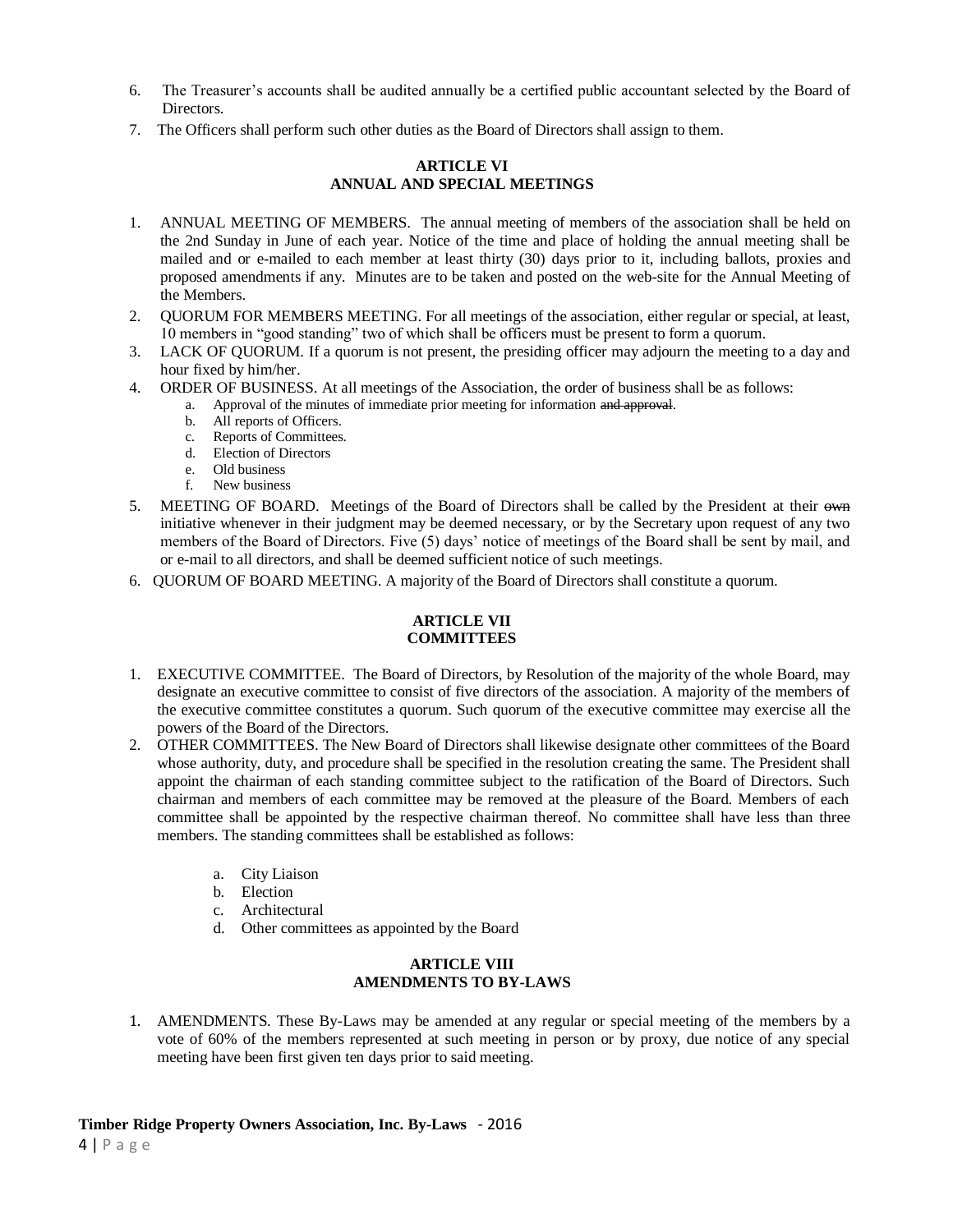6. The Treasurer's accounts shall be audited annually be a certified public accountant selected by the Board of Directors.
7. The Officers shall perform such other duties as the Board of Directors shall assign to them.

## ARTICLE VI
## ANNUAL AND SPECIAL MEETINGS

1. ANNUAL MEETING OF MEMBERS. The annual meeting of members of the association shall be held on the 2nd Sunday in June of each year. Notice of the time and place of holding the annual meeting shall be mailed and or e-mailed to each member at least thirty (30) days prior to it, including ballots, proxies and proposed amendments if any. Minutes are to be taken and posted on the web-site for the Annual Meeting of the Members.
2. QUORUM FOR MEMBERS MEETING. For all meetings of the association, either regular or special, at least, 10 members in "good standing" two of which shall be officers must be present to form a quorum.
3. LACK OF QUORUM. If a quorum is not present, the presiding officer may adjourn the meeting to a day and hour fixed by him/her.
4. ORDER OF BUSINESS. At all meetings of the Association, the order of business shall be as follows:
   a. Approval of the minutes of immediate prior meeting for information ~~and approval~~.
   b. All reports of Officers.
   c. Reports of Committees.
   d. Election of Directors
   e. Old business
   f. New business
5. MEETING OF BOARD. Meetings of the Board of Directors shall be called by the President at their ~~own~~ initiative whenever in their judgment may be deemed necessary, or by the Secretary upon request of any two members of the Board of Directors. Five (5) days' notice of meetings of the Board shall be sent by mail, and or e-mail to all directors, and shall be deemed sufficient notice of such meetings.
6. QUORUM OF BOARD MEETING. A majority of the Board of Directors shall constitute a quorum.

## ARTICLE VII
## COMMITTEES

1. EXECUTIVE COMMITTEE. The Board of Directors, by Resolution of the majority of the whole Board, may designate an executive committee to consist of five directors of the association. A majority of the members of the executive committee constitutes a quorum. Such quorum of the executive committee may exercise all the powers of the Board of the Directors.
2. OTHER COMMITTEES. The New Board of Directors shall likewise designate other committees of the Board whose authority, duty, and procedure shall be specified in the resolution creating the same. The President shall appoint the chairman of each standing committee subject to the ratification of the Board of Directors. Such chairman and members of each committee may be removed at the pleasure of the Board. Members of each committee shall be appointed by the respective chairman thereof. No committee shall have less than three members. The standing committees shall be established as follows:

   a. City Liaison
   b. Election
   c. Architectural
   d. Other committees as appointed by the Board

## ARTICLE VIII
## AMENDMENTS TO BY-LAWS

1. AMENDMENTS. These By-Laws may be amended at any regular or special meeting of the members by a vote of 60% of the members represented at such meeting in person or by proxy, due notice of any special meeting have been first given ten days prior to said meeting.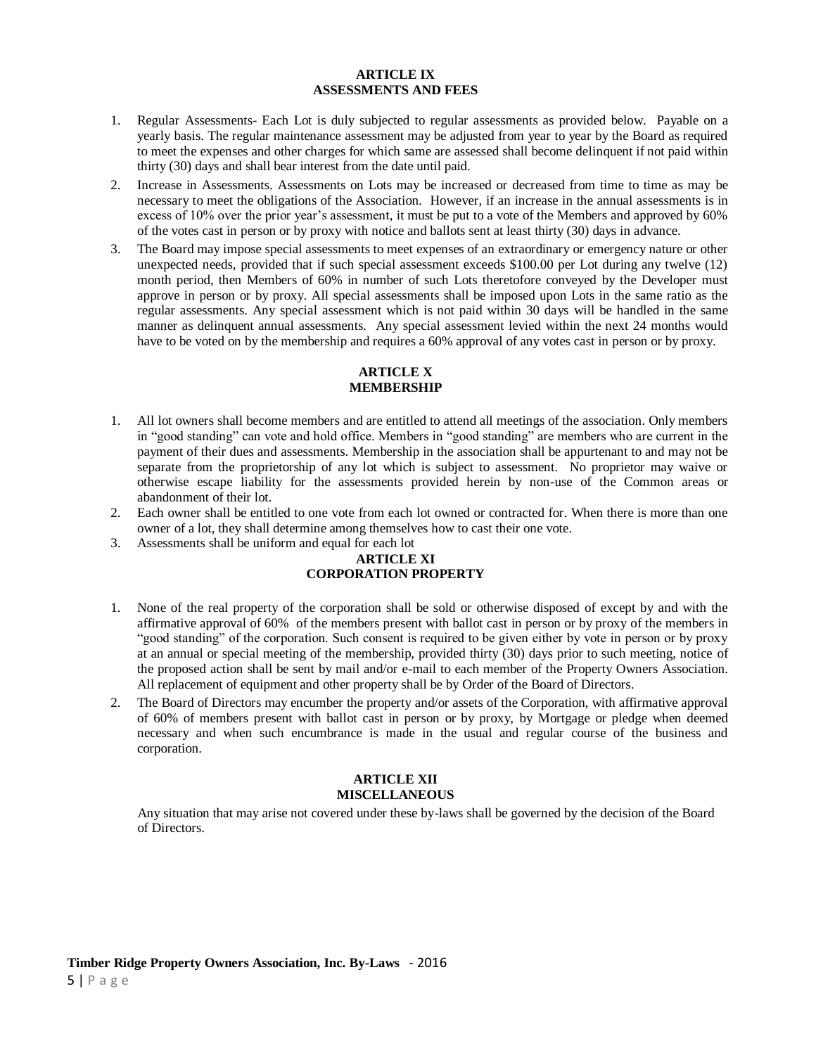## ARTICLE IX
## ASSESSMENTS AND FEES

1. Regular Assessments- Each Lot is duly subjected to regular assessments as provided below. Payable on a yearly basis. The regular maintenance assessment may be adjusted from year to year by the Board as required to meet the expenses and other charges for which same are assessed shall become delinquent if not paid within thirty (30) days and shall bear interest from the date until paid.
2. Increase in Assessments. Assessments on Lots may be increased or decreased from time to time as may be necessary to meet the obligations of the Association. However, if an increase in the annual assessments is in excess of 10% over the prior year's assessment, it must be put to a vote of the Members and approved by 60% of the votes cast in person or by proxy with notice and ballots sent at least thirty (30) days in advance.
3. The Board may impose special assessments to meet expenses of an extraordinary or emergency nature or other unexpected needs, provided that if such special assessment exceeds $100.00 per Lot during any twelve (12) month period, then Members of 60% in number of such Lots theretofore conveyed by the Developer must approve in person or by proxy. All special assessments shall be imposed upon Lots in the same ratio as the regular assessments. Any special assessment which is not paid within 30 days will be handled in the same manner as delinquent annual assessments. Any special assessment levied within the next 24 months would have to be voted on by the membership and requires a 60% approval of any votes cast in person or by proxy.

## ARTICLE X
## MEMBERSHIP

1. All lot owners shall become members and are entitled to attend all meetings of the association. Only members in "good standing" can vote and hold office. Members in "good standing" are members who are current in the payment of their dues and assessments. Membership in the association shall be appurtenant to and may not be separate from the proprietorship of any lot which is subject to assessment. No proprietor may waive or otherwise escape liability for the assessments provided herein by non-use of the Common areas or abandonment of their lot.
2. Each owner shall be entitled to one vote from each lot owned or contracted for. When there is more than one owner of a lot, they shall determine among themselves how to cast their one vote.
3. Assessments shall be uniform and equal for each lot

## ARTICLE XI
## CORPORATION PROPERTY

1. None of the real property of the corporation shall be sold or otherwise disposed of except by and with the affirmative approval of 60% of the members present with ballot cast in person or by proxy of the members in "good standing" of the corporation. Such consent is required to be given either by vote in person or by proxy at an annual or special meeting of the membership, provided thirty (30) days prior to such meeting, notice of the proposed action shall be sent by mail and/or e-mail to each member of the Property Owners Association. All replacement of equipment and other property shall be by Order of the Board of Directors.
2. The Board of Directors may encumber the property and/or assets of the Corporation, with affirmative approval of 60% of members present with ballot cast in person or by proxy, by Mortgage or pledge when deemed necessary and when such encumbrance is made in the usual and regular course of the business and corporation.

## ARTICLE XII
## MISCELLANEOUS

Any situation that may arise not covered under these by-laws shall be governed by the decision of the Board of Directors.